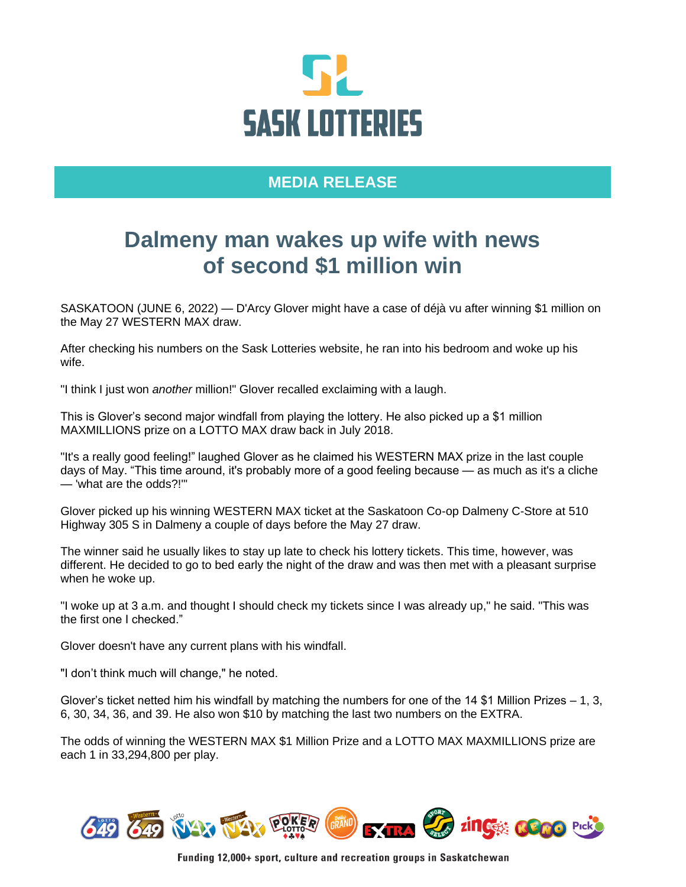SASK LOTTERIES

**MEDIA RELEASE**

# Dalmeny man wakes up wife with news of second $1 million win

SASKATOON (JUNE 6, 2022) — D'Arcy Glover might have a case of déjà vu after winning $1 million on the May 27 WESTERN MAX draw.

After checking his numbers on the Sask Lotteries website, he ran into his bedroom and woke up his wife.

"I think I just won *another* million!" Glover recalled exclaiming with a laugh.

This is Glover's second major windfall from playing the lottery. He also picked up a $1 million MAXMILLIONS prize on a LOTTO MAX draw back in July 2018.

"It's a really good feeling!" laughed Glover as he claimed his WESTERN MAX prize in the last couple days of May. "This time around, it's probably more of a good feeling because — as much as it's a cliche — 'what are the odds?!'"

Glover picked up his winning WESTERN MAX ticket at the Saskatoon Co-op Dalmeny C-Store at 510 Highway 305 S in Dalmeny a couple of days before the May 27 draw.

The winner said he usually likes to stay up late to check his lottery tickets. This time, however, was different. He decided to go to bed early the night of the draw and was then met with a pleasant surprise when he woke up.

"I woke up at 3 a.m. and thought I should check my tickets since I was already up," he said. "This was the first one I checked."

Glover doesn't have any current plans with his windfall.

"I don't think much will change," he noted.

Glover's ticket netted him his windfall by matching the numbers for one of the 14 $1 Million Prizes – 1, 3, 6, 30, 34, 36, and 39. He also won $10 by matching the last two numbers on the EXTRA.

The odds of winning the WESTERN MAX $1 Million Prize and a LOTTO MAX MAXMILLIONS prize are each 1 in 33,294,800 per play.

Funding 12,000+ sport, culture and recreation groups in Saskatchewan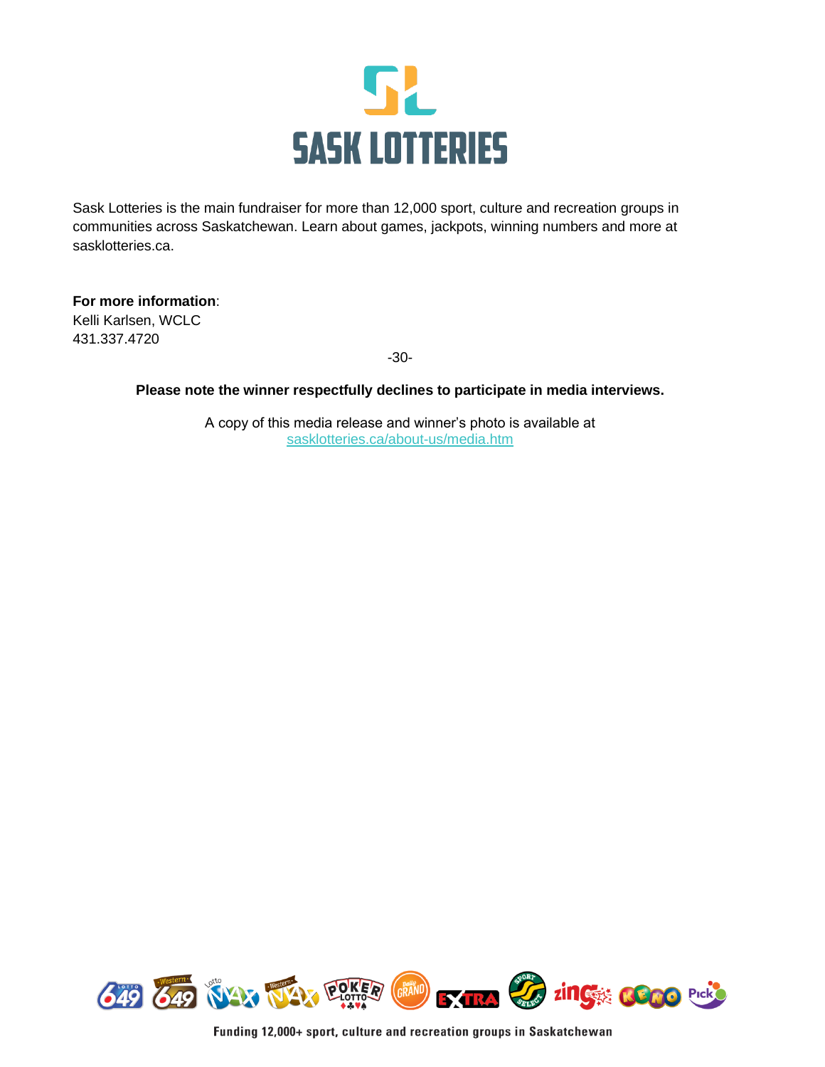Sask Lotteries is the main fundraiser for more than 12,000 sport, culture and recreation groups in communities across Saskatchewan. Learn about games, jackpots, winning numbers and more at sasklotteries.ca.

**For more information**:
Kelli Karlsen, WCLC
431.337.4720

-30-

**Please note the winner respectfully declines to participate in media interviews.**

A copy of this media release and winner's photo is available at
sasklotteries.ca/about-us/media.htm

Funding 12,000+ sport, culture and recreation groups in Saskatchewan